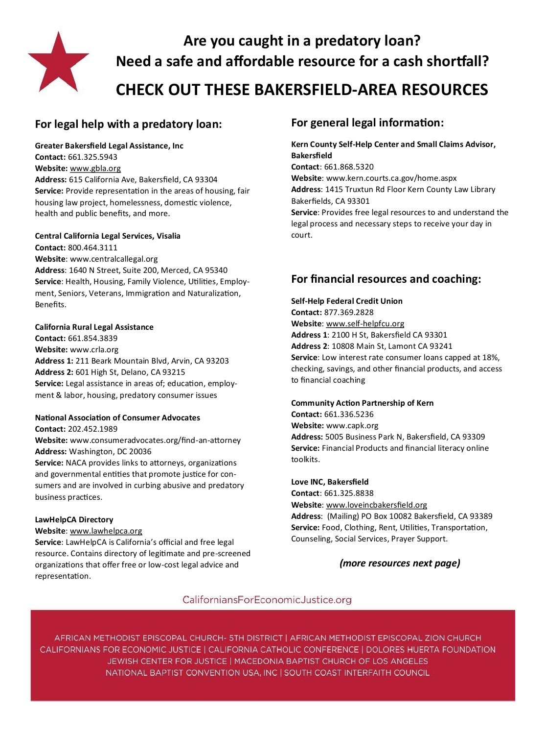# Are you caught in a predatory loan?
# Need a safe and affordable resource for a cash shortfall?

## CHECK OUT THESE BAKERSFIELD-AREA RESOURCES

### For legal help with a predatory loan:

**Greater Bakersfield Legal Assistance, Inc**
**Contact:** 661.325.5943
**Website:** www.gbla.org
**Address:** 615 California Ave, Bakersfield, CA 93304
**Service:** Provide representation in the areas of housing, fair housing law project, homelessness, domestic violence, health and public benefits, and more.

**Central California Legal Services, Visalia**
**Contact:** 800.464.3111
**Website**: www.centralcallegal.org
**Address**: 1640 N Street, Suite 200, Merced, CA 95340
**Service**: Health, Housing, Family Violence, Utilities, Employment, Seniors, Veterans, Immigration and Naturalization, Benefits.

**California Rural Legal Assistance**
**Contact:** 661.854.3839
**Website:** www.crla.org
**Address 1:** 211 Beark Mountain Blvd, Arvin, CA 93203
**Address 2:** 601 High St, Delano, CA 93215
**Service:** Legal assistance in areas of; education, employment & labor, housing, predatory consumer issues

**National Association of Consumer Advocates**
**Contact:** 202.452.1989
**Website:** www.consumeradvocates.org/find-an-attorney
**Address:** Washington, DC 20036
**Service:** NACA provides links to attorneys, organizations and governmental entities that promote justice for consumers and are involved in curbing abusive and predatory business practices.

**LawHelpCA Directory**
**Website**: www.lawhelpca.org
**Service**: LawHelpCA is California's official and free legal resource. Contains directory of legitimate and pre-screened organizations that offer free or low-cost legal advice and representation.

### For general legal information:

**Kern County Self-Help Center and Small Claims Advisor, Bakersfield**
**Contact**: 661.868.5320
**Website**: www.kern.courts.ca.gov/home.aspx
**Address**: 1415 Truxtun Rd Floor Kern County Law Library Bakerfields, CA 93301
**Service**: Provides free legal resources to and understand the legal process and necessary steps to receive your day in court.

### For financial resources and coaching:

**Self-Help Federal Credit Union**
**Contact:** 877.369.2828
**Website**: www.self-helpfcu.org
**Address 1**: 2100 H St, Bakersfield CA 93301
**Address 2**: 10808 Main St, Lamont CA 93241
**Service**: Low interest rate consumer loans capped at 18%, checking, savings, and other financial products, and access to financial coaching

**Community Action Partnership of Kern**
**Contact:** 661.336.5236
**Website:** www.capk.org
**Address:** 5005 Business Park N, Bakersfield, CA 93309
**Service:** Financial Products and financial literacy online toolkits.

**Love INC, Bakersfield**
**Contact**: 661.325.8838
**Website**: www.loveincbakersfield.org
**Address**: (Mailing) PO Box 10082 Bakersfield, CA 93389
**Service:** Food, Clothing, Rent, Utilities, Transportation, Counseling, Social Services, Prayer Support.

***(more resources next page)***

CaliforniansForEconomicJustice.org

AFRICAN METHODIST EPISCOPAL CHURCH- 5TH DISTRICT | AFRICAN METHODIST EPISCOPAL ZION CHURCH
CALIFORNIANS FOR ECONOMIC JUSTICE | CALIFORNIA CATHOLIC CONFERENCE | DOLORES HUERTA FOUNDATION
JEWISH CENTER FOR JUSTICE | MACEDONIA BAPTIST CHURCH OF LOS ANGELES
NATIONAL BAPTIST CONVENTION USA, INC | SOUTH COAST INTERFAITH COUNCIL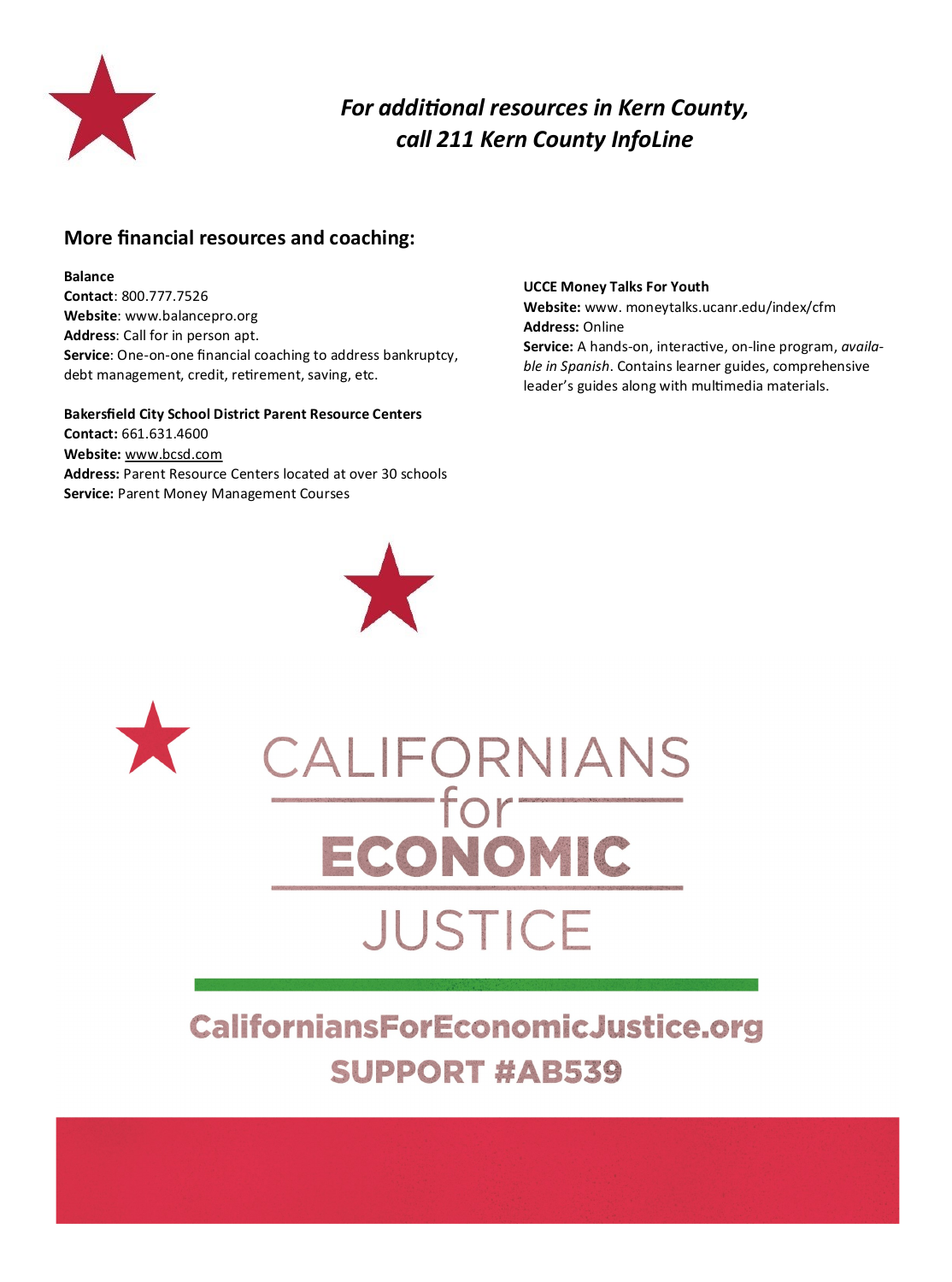*For additional resources in Kern County, call 211 Kern County InfoLine*

## More financial resources and coaching:

**Balance**
**Contact**: 800.777.7526
**Website**: www.balancepro.org
**Address**: Call for in person apt.
**Service**: One-on-one financial coaching to address bankruptcy, debt management, credit, retirement, saving, etc.

**Bakersfield City School District Parent Resource Centers**
**Contact:** 661.631.4600
**Website:** www.bcsd.com
**Address:** Parent Resource Centers located at over 30 schools
**Service:** Parent Money Management Courses

**UCCE Money Talks For Youth**
**Website:** www. moneytalks.ucanr.edu/index/cfm
**Address:** Online
**Service:** A hands-on, interactive, on-line program, *available in Spanish*. Contains learner guides, comprehensive leader's guides along with multimedia materials.

CALIFORNIANS for ECONOMIC JUSTICE

CaliforniansForEconomicJustice.org

SUPPORT #AB539